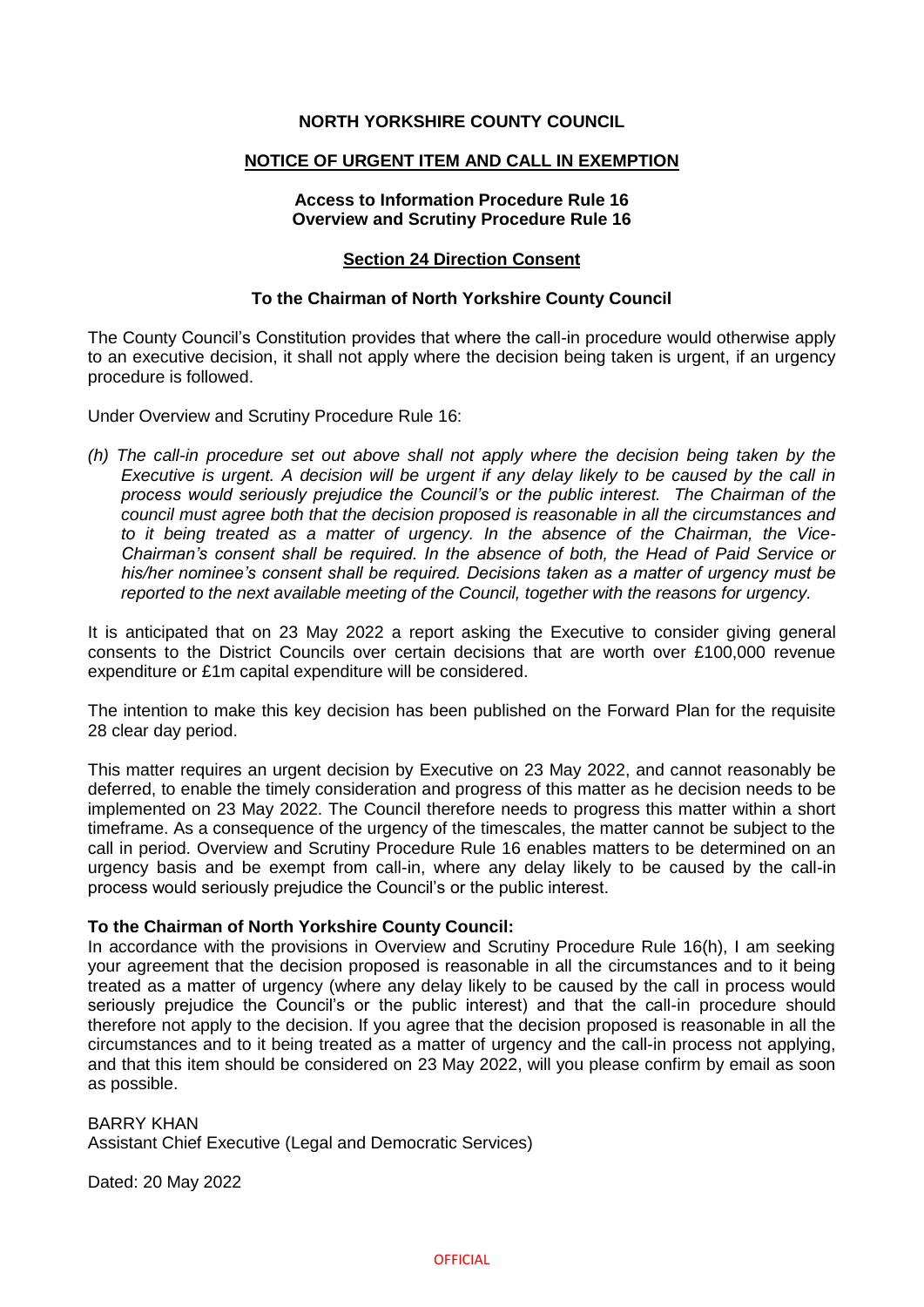# NORTH YORKSHIRE COUNTY COUNCIL

## NOTICE OF URGENT ITEM AND CALL IN EXEMPTION

**Access to Information Procedure Rule 16**
**Overview and Scrutiny Procedure Rule 16**

**Section 24 Direction Consent**

**To the Chairman of North Yorkshire County Council**

The County Council's Constitution provides that where the call-in procedure would otherwise apply to an executive decision, it shall not apply where the decision being taken is urgent, if an urgency procedure is followed.

Under Overview and Scrutiny Procedure Rule 16:

*(h) The call-in procedure set out above shall not apply where the decision being taken by the Executive is urgent. A decision will be urgent if any delay likely to be caused by the call in process would seriously prejudice the Council's or the public interest. The Chairman of the council must agree both that the decision proposed is reasonable in all the circumstances and to it being treated as a matter of urgency. In the absence of the Chairman, the Vice-Chairman's consent shall be required. In the absence of both, the Head of Paid Service or his/her nominee's consent shall be required. Decisions taken as a matter of urgency must be reported to the next available meeting of the Council, together with the reasons for urgency.*

It is anticipated that on 23 May 2022 a report asking the Executive to consider giving general consents to the District Councils over certain decisions that are worth over £100,000 revenue expenditure or £1m capital expenditure will be considered.

The intention to make this key decision has been published on the Forward Plan for the requisite 28 clear day period.

This matter requires an urgent decision by Executive on 23 May 2022, and cannot reasonably be deferred, to enable the timely consideration and progress of this matter as he decision needs to be implemented on 23 May 2022. The Council therefore needs to progress this matter within a short timeframe. As a consequence of the urgency of the timescales, the matter cannot be subject to the call in period. Overview and Scrutiny Procedure Rule 16 enables matters to be determined on an urgency basis and be exempt from call-in, where any delay likely to be caused by the call-in process would seriously prejudice the Council's or the public interest.

**To the Chairman of North Yorkshire County Council:**
In accordance with the provisions in Overview and Scrutiny Procedure Rule 16(h), I am seeking your agreement that the decision proposed is reasonable in all the circumstances and to it being treated as a matter of urgency (where any delay likely to be caused by the call in process would seriously prejudice the Council's or the public interest) and that the call-in procedure should therefore not apply to the decision. If you agree that the decision proposed is reasonable in all the circumstances and to it being treated as a matter of urgency and the call-in process not applying, and that this item should be considered on 23 May 2022, will you please confirm by email as soon as possible.

BARRY KHAN
Assistant Chief Executive (Legal and Democratic Services)

Dated: 20 May 2022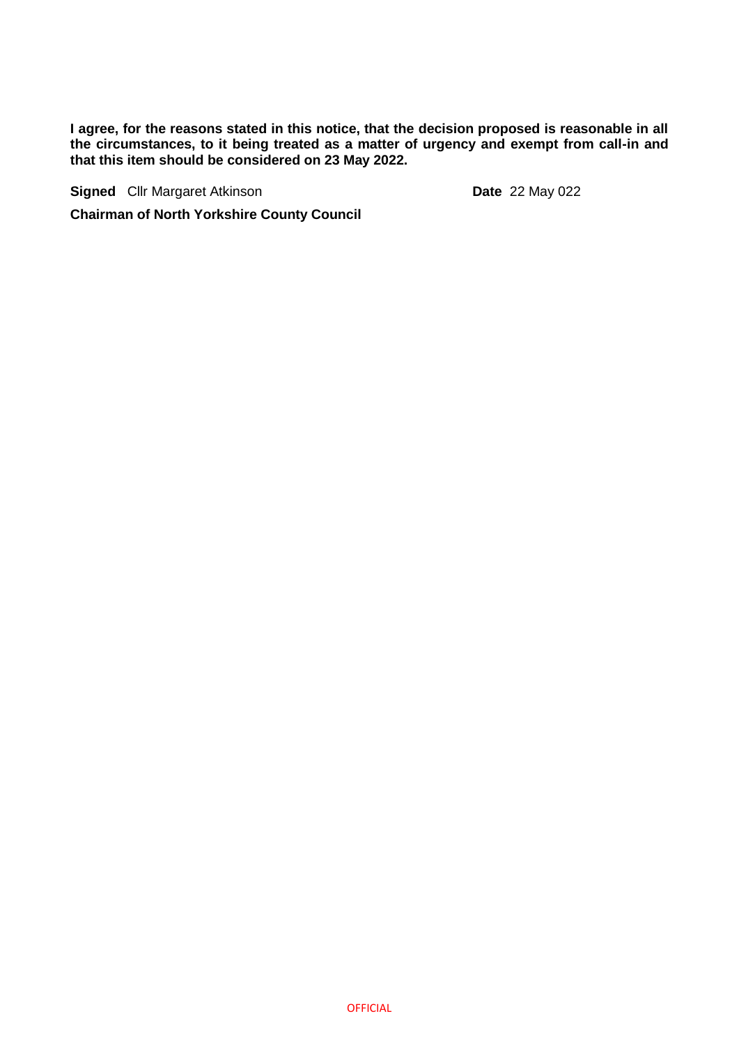**I agree, for the reasons stated in this notice, that the decision proposed is reasonable in all the circumstances, to it being treated as a matter of urgency and exempt from call-in and that this item should be considered on 23 May 2022.**

**Signed** Cllr Margaret Atkinson **Date** 22 May 022

**Chairman of North Yorkshire County Council**